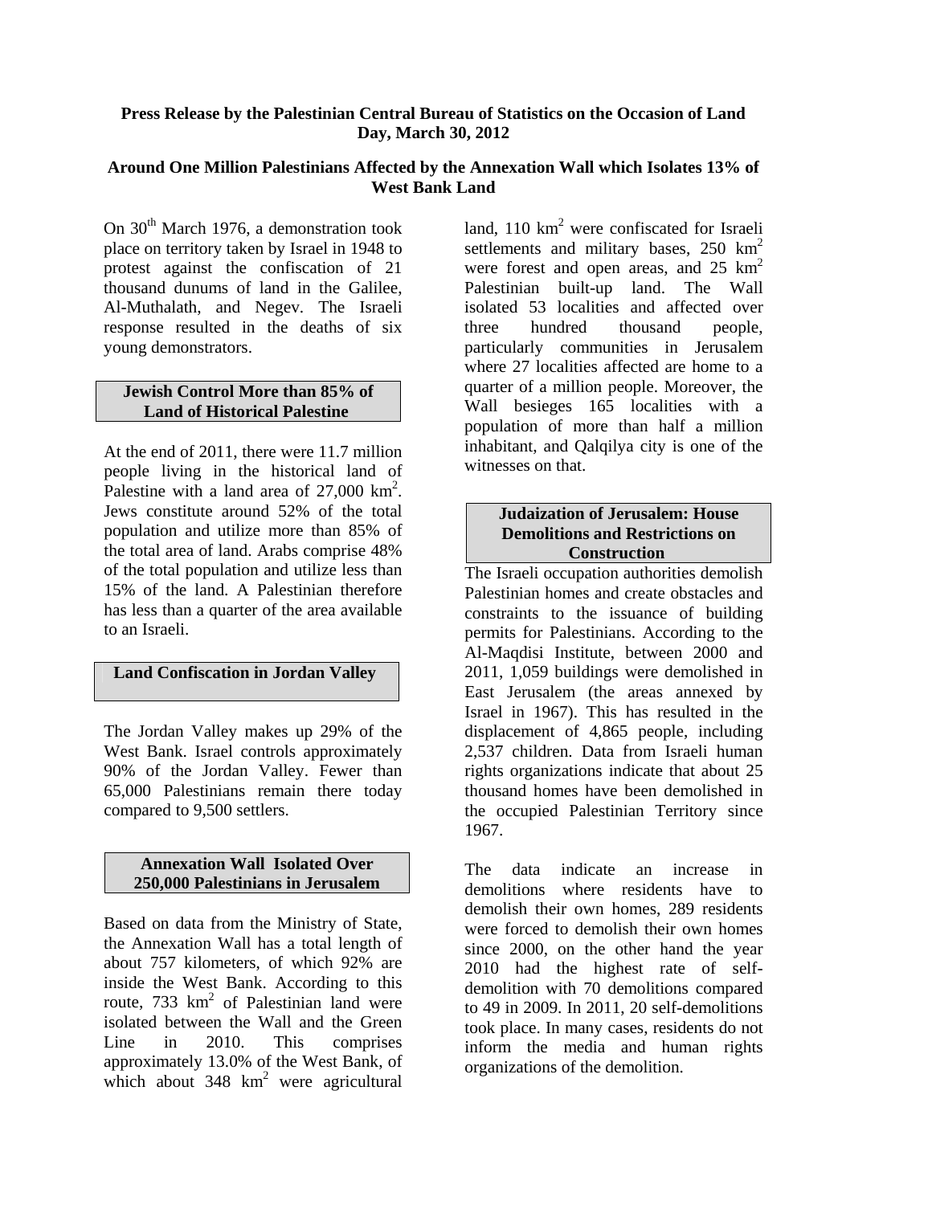**Press Release by the Palestinian Central Bureau of Statistics on the Occasion of Land Day, March 30, 2012**

**Around One Million Palestinians Affected by the Annexation Wall which Isolates 13% of West Bank Land**

On 30th March 1976, a demonstration took place on territory taken by Israel in 1948 to protest against the confiscation of 21 thousand dunums of land in the Galilee, Al-Muthalath, and Negev. The Israeli response resulted in the deaths of six young demonstrators.

## Jewish Control More than 85% of Land of Historical Palestine

At the end of 2011, there were 11.7 million people living in the historical land of Palestine with a land area of 27,000 km$^2$. Jews constitute around 52% of the total population and utilize more than 85% of the total area of land. Arabs comprise 48% of the total population and utilize less than 15% of the land. A Palestinian therefore has less than a quarter of the area available to an Israeli.

## Land Confiscation in Jordan Valley

The Jordan Valley makes up 29% of the West Bank. Israel controls approximately 90% of the Jordan Valley. Fewer than 65,000 Palestinians remain there today compared to 9,500 settlers.

## Annexation Wall Isolated Over 250,000 Palestinians in Jerusalem

Based on data from the Ministry of State, the Annexation Wall has a total length of about 757 kilometers, of which 92% are inside the West Bank. According to this route, 733 km$^2$ of Palestinian land were isolated between the Wall and the Green Line in 2010. This comprises approximately 13.0% of the West Bank, of which about 348 km$^2$ were agricultural land, 110 km$^2$ were confiscated for Israeli settlements and military bases, 250 km$^2$ were forest and open areas, and 25 km$^2$ Palestinian built-up land. The Wall isolated 53 localities and affected over three hundred thousand people, particularly communities in Jerusalem where 27 localities affected are home to a quarter of a million people. Moreover, the Wall besieges 165 localities with a population of more than half a million inhabitant, and Qalqilya city is one of the witnesses on that.

## Judaization of Jerusalem: House Demolitions and Restrictions on Construction

The Israeli occupation authorities demolish Palestinian homes and create obstacles and constraints to the issuance of building permits for Palestinians. According to the Al-Maqdisi Institute, between 2000 and 2011, 1,059 buildings were demolished in East Jerusalem (the areas annexed by Israel in 1967). This has resulted in the displacement of 4,865 people, including 2,537 children. Data from Israeli human rights organizations indicate that about 25 thousand homes have been demolished in the occupied Palestinian Territory since 1967.

The data indicate an increase in demolitions where residents have to demolish their own homes, 289 residents were forced to demolish their own homes since 2000, on the other hand the year 2010 had the highest rate of self-demolition with 70 demolitions compared to 49 in 2009. In 2011, 20 self-demolitions took place. In many cases, residents do not inform the media and human rights organizations of the demolition.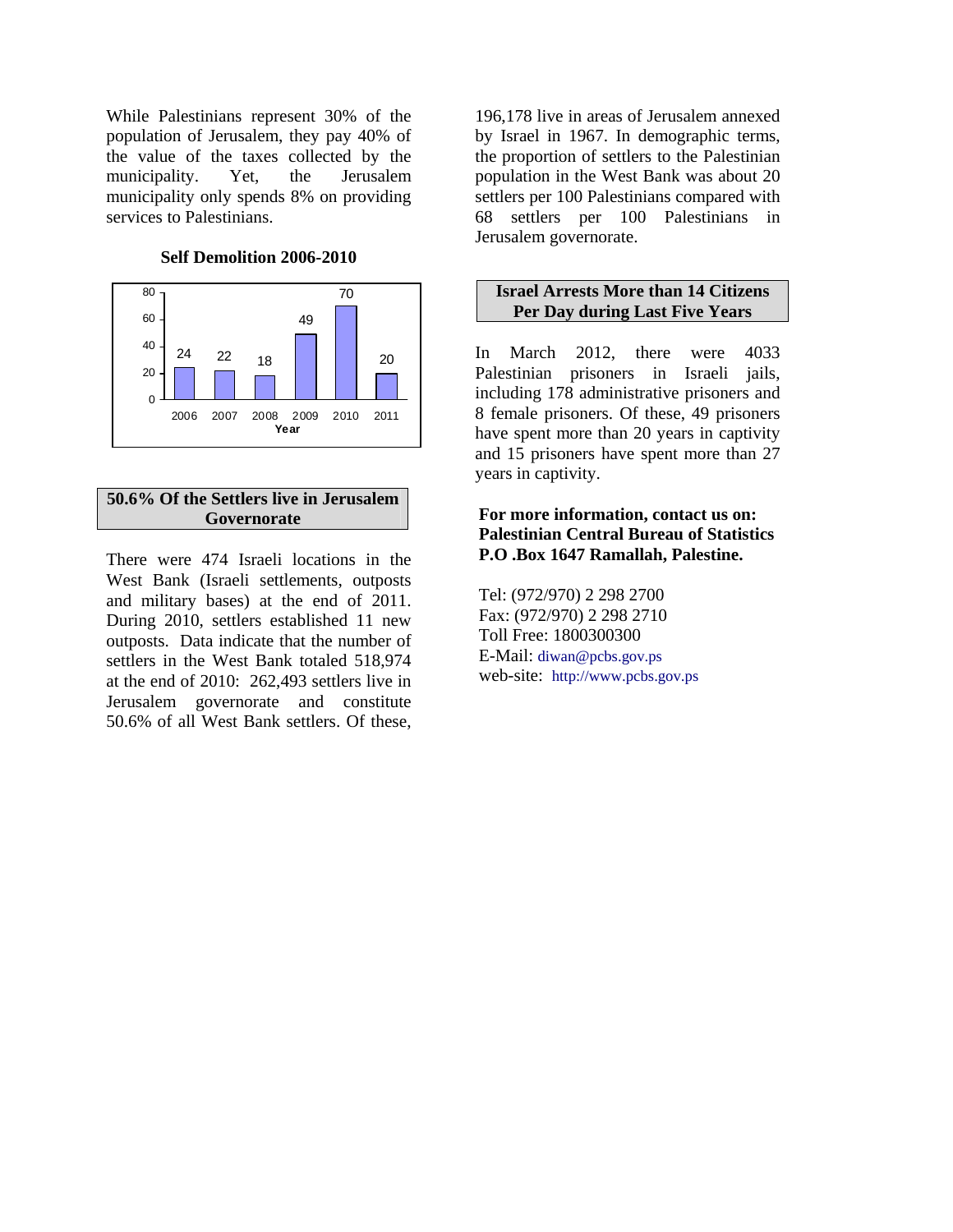While Palestinians represent 30% of the population of Jerusalem, they pay 40% of the value of the taxes collected by the municipality. Yet, the Jerusalem municipality only spends 8% on providing services to Palestinians.

**Self Demolition 2006-2010**

80
60
40
20
0
24 22 18 49 70 20
2006 2007 2008 2009 2010 2011
Year

## 50.6% Of the Settlers live in Jerusalem Governorate

There were 474 Israeli locations in the West Bank (Israeli settlements, outposts and military bases) at the end of 2011. During 2010, settlers established 11 new outposts. Data indicate that the number of settlers in the West Bank totaled 518,974 at the end of 2010: 262,493 settlers live in Jerusalem governorate and constitute 50.6% of all West Bank settlers. Of these, 196,178 live in areas of Jerusalem annexed by Israel in 1967. In demographic terms, the proportion of settlers to the Palestinian population in the West Bank was about 20 settlers per 100 Palestinians compared with 68 settlers per 100 Palestinians in Jerusalem governorate.

## Israel Arrests More than 14 Citizens Per Day during Last Five Years

In March 2012, there were 4033 Palestinian prisoners in Israeli jails, including 178 administrative prisoners and 8 female prisoners. Of these, 49 prisoners have spent more than 20 years in captivity and 15 prisoners have spent more than 27 years in captivity.

**For more information, contact us on:**
**Palestinian Central Bureau of Statistics**
**P.O .Box 1647 Ramallah, Palestine.**

Tel: (972/970) 2 298 2700
Fax: (972/970) 2 298 2710
Toll Free: 1800300300
E-Mail: diwan@pcbs.gov.ps
web-site: http://www.pcbs.gov.ps